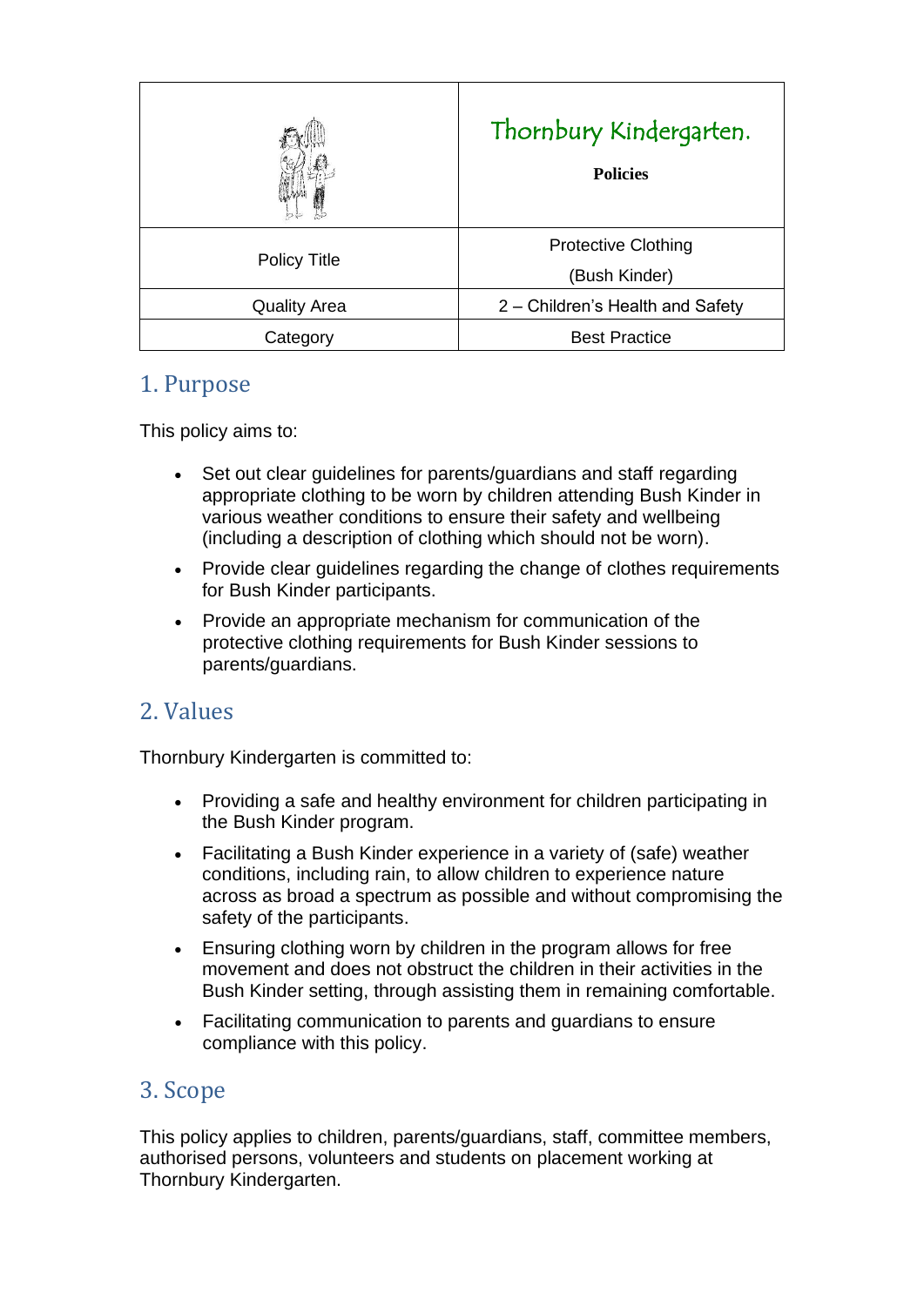| | Thornbury Kindergarten.<br><br>**Policies** |
|---|---|
| Policy Title | Protective Clothing<br>(Bush Kinder) |
| Quality Area | 2 – Children's Health and Safety |
| Category | Best Practice |

## 1. Purpose

This policy aims to:

- Set out clear guidelines for parents/guardians and staff regarding appropriate clothing to be worn by children attending Bush Kinder in various weather conditions to ensure their safety and wellbeing (including a description of clothing which should not be worn).
- Provide clear guidelines regarding the change of clothes requirements for Bush Kinder participants.
- Provide an appropriate mechanism for communication of the protective clothing requirements for Bush Kinder sessions to parents/guardians.

## 2. Values

Thornbury Kindergarten is committed to:

- Providing a safe and healthy environment for children participating in the Bush Kinder program.
- Facilitating a Bush Kinder experience in a variety of (safe) weather conditions, including rain, to allow children to experience nature across as broad a spectrum as possible and without compromising the safety of the participants.
- Ensuring clothing worn by children in the program allows for free movement and does not obstruct the children in their activities in the Bush Kinder setting, through assisting them in remaining comfortable.
- Facilitating communication to parents and guardians to ensure compliance with this policy.

## 3. Scope

This policy applies to children, parents/guardians, staff, committee members, authorised persons, volunteers and students on placement working at Thornbury Kindergarten.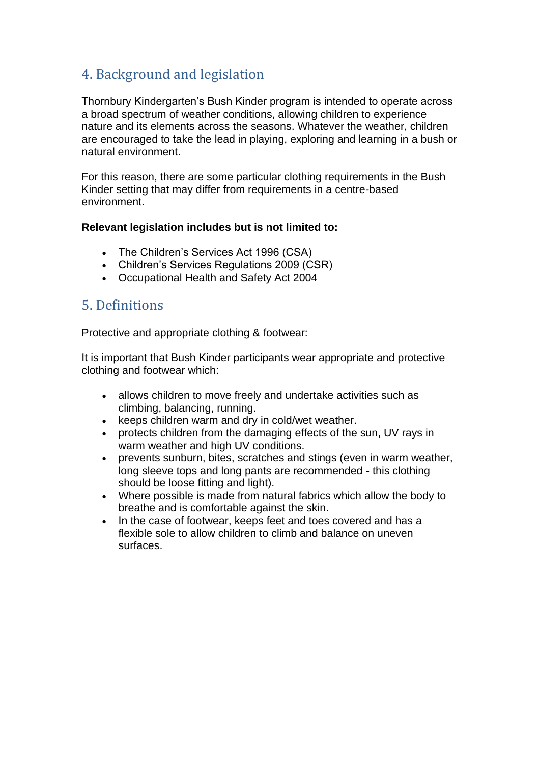## 4. Background and legislation

Thornbury Kindergarten's Bush Kinder program is intended to operate across a broad spectrum of weather conditions, allowing children to experience nature and its elements across the seasons. Whatever the weather, children are encouraged to take the lead in playing, exploring and learning in a bush or natural environment.

For this reason, there are some particular clothing requirements in the Bush Kinder setting that may differ from requirements in a centre-based environment.

**Relevant legislation includes but is not limited to:**

- The Children's Services Act 1996 (CSA)
- Children's Services Regulations 2009 (CSR)
- Occupational Health and Safety Act 2004

## 5. Definitions

Protective and appropriate clothing & footwear:

It is important that Bush Kinder participants wear appropriate and protective clothing and footwear which:

- allows children to move freely and undertake activities such as climbing, balancing, running.
- keeps children warm and dry in cold/wet weather.
- protects children from the damaging effects of the sun, UV rays in warm weather and high UV conditions.
- prevents sunburn, bites, scratches and stings (even in warm weather, long sleeve tops and long pants are recommended - this clothing should be loose fitting and light).
- Where possible is made from natural fabrics which allow the body to breathe and is comfortable against the skin.
- In the case of footwear, keeps feet and toes covered and has a flexible sole to allow children to climb and balance on uneven surfaces.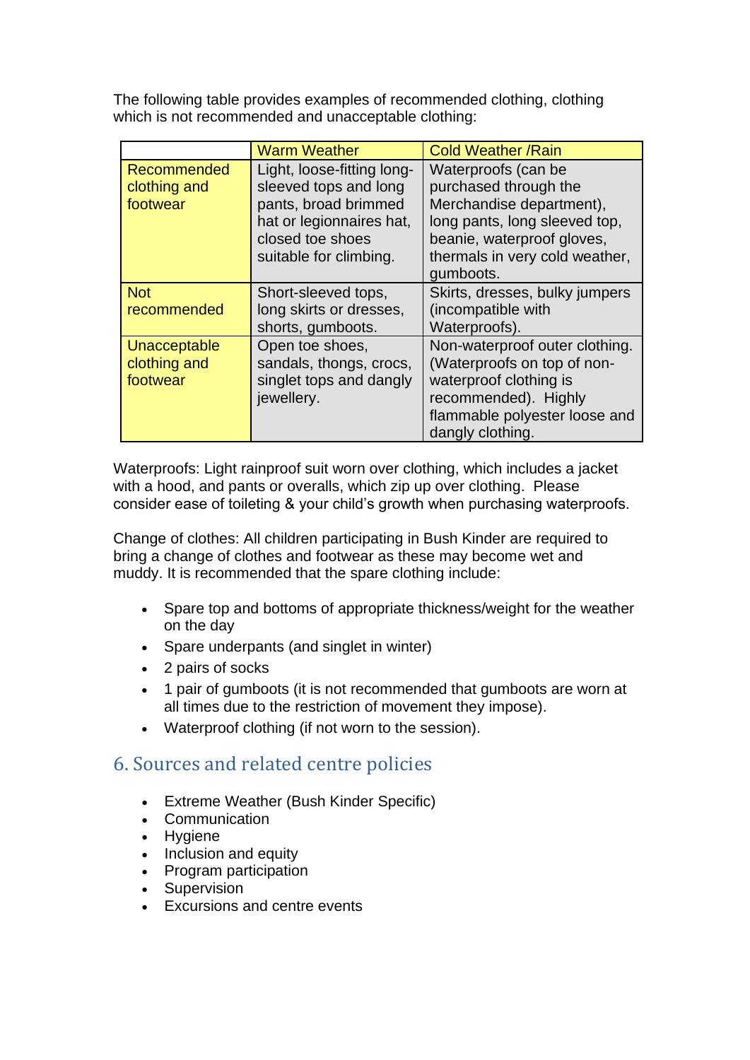The following table provides examples of recommended clothing, clothing which is not recommended and unacceptable clothing:

| | Warm Weather | Cold Weather /Rain |
|---|---|---|
| Recommended clothing and footwear | Light, loose-fitting long-sleeved tops and long pants, broad brimmed hat or legionnaires hat, closed toe shoes suitable for climbing. | Waterproofs (can be purchased through the Merchandise department), long pants, long sleeved top, beanie, waterproof gloves, thermals in very cold weather, gumboots. |
| Not recommended | Short-sleeved tops, long skirts or dresses, shorts, gumboots. | Skirts, dresses, bulky jumpers (incompatible with Waterproofs). |
| Unacceptable clothing and footwear | Open toe shoes, sandals, thongs, crocs, singlet tops and dangly jewellery. | Non-waterproof outer clothing. (Waterproofs on top of non-waterproof clothing is recommended). Highly flammable polyester loose and dangly clothing. |

Waterproofs: Light rainproof suit worn over clothing, which includes a jacket with a hood, and pants or overalls, which zip up over clothing. Please consider ease of toileting & your child's growth when purchasing waterproofs.

Change of clothes: All children participating in Bush Kinder are required to bring a change of clothes and footwear as these may become wet and muddy. It is recommended that the spare clothing include:

- Spare top and bottoms of appropriate thickness/weight for the weather on the day
- Spare underpants (and singlet in winter)
- 2 pairs of socks
- 1 pair of gumboots (it is not recommended that gumboots are worn at all times due to the restriction of movement they impose).
- Waterproof clothing (if not worn to the session).

## 6. Sources and related centre policies

- Extreme Weather (Bush Kinder Specific)
- Communication
- Hygiene
- Inclusion and equity
- Program participation
- Supervision
- Excursions and centre events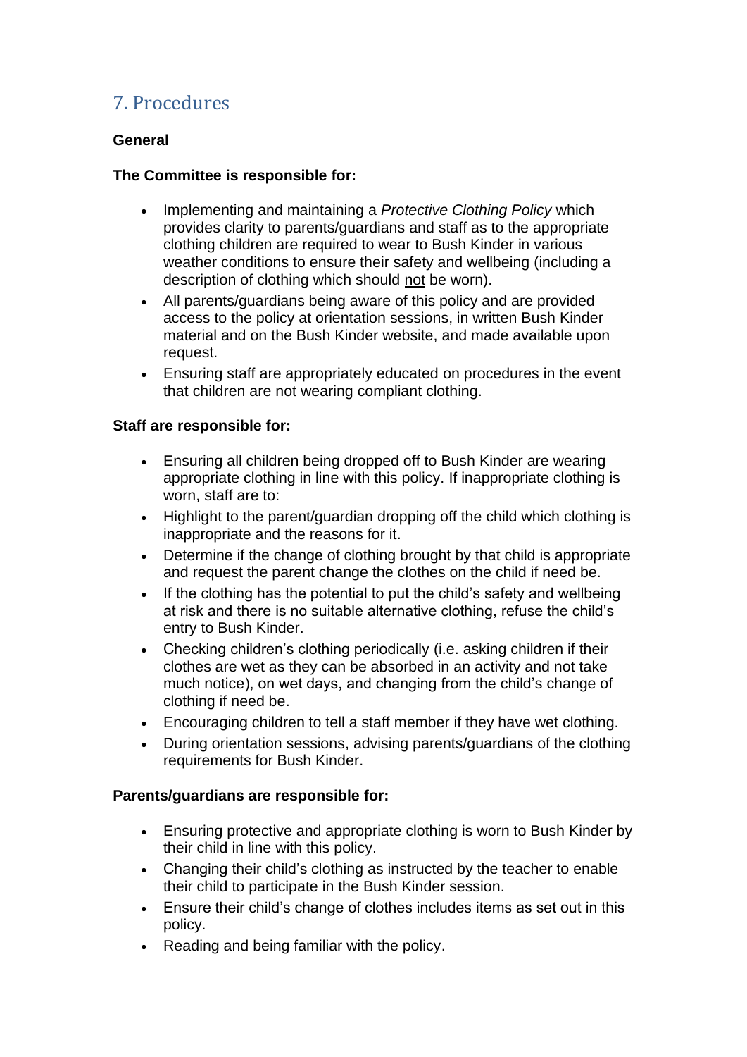## 7. Procedures

**General**

**The Committee is responsible for:**

- Implementing and maintaining a *Protective Clothing Policy* which provides clarity to parents/guardians and staff as to the appropriate clothing children are required to wear to Bush Kinder in various weather conditions to ensure their safety and wellbeing (including a description of clothing which should <u>not</u> be worn).
- All parents/guardians being aware of this policy and are provided access to the policy at orientation sessions, in written Bush Kinder material and on the Bush Kinder website, and made available upon request.
- Ensuring staff are appropriately educated on procedures in the event that children are not wearing compliant clothing.

**Staff are responsible for:**

- Ensuring all children being dropped off to Bush Kinder are wearing appropriate clothing in line with this policy. If inappropriate clothing is worn, staff are to:
- Highlight to the parent/guardian dropping off the child which clothing is inappropriate and the reasons for it.
- Determine if the change of clothing brought by that child is appropriate and request the parent change the clothes on the child if need be.
- If the clothing has the potential to put the child's safety and wellbeing at risk and there is no suitable alternative clothing, refuse the child's entry to Bush Kinder.
- Checking children's clothing periodically (i.e. asking children if their clothes are wet as they can be absorbed in an activity and not take much notice), on wet days, and changing from the child's change of clothing if need be.
- Encouraging children to tell a staff member if they have wet clothing.
- During orientation sessions, advising parents/guardians of the clothing requirements for Bush Kinder.

**Parents/guardians are responsible for:**

- Ensuring protective and appropriate clothing is worn to Bush Kinder by their child in line with this policy.
- Changing their child's clothing as instructed by the teacher to enable their child to participate in the Bush Kinder session.
- Ensure their child's change of clothes includes items as set out in this policy.
- Reading and being familiar with the policy.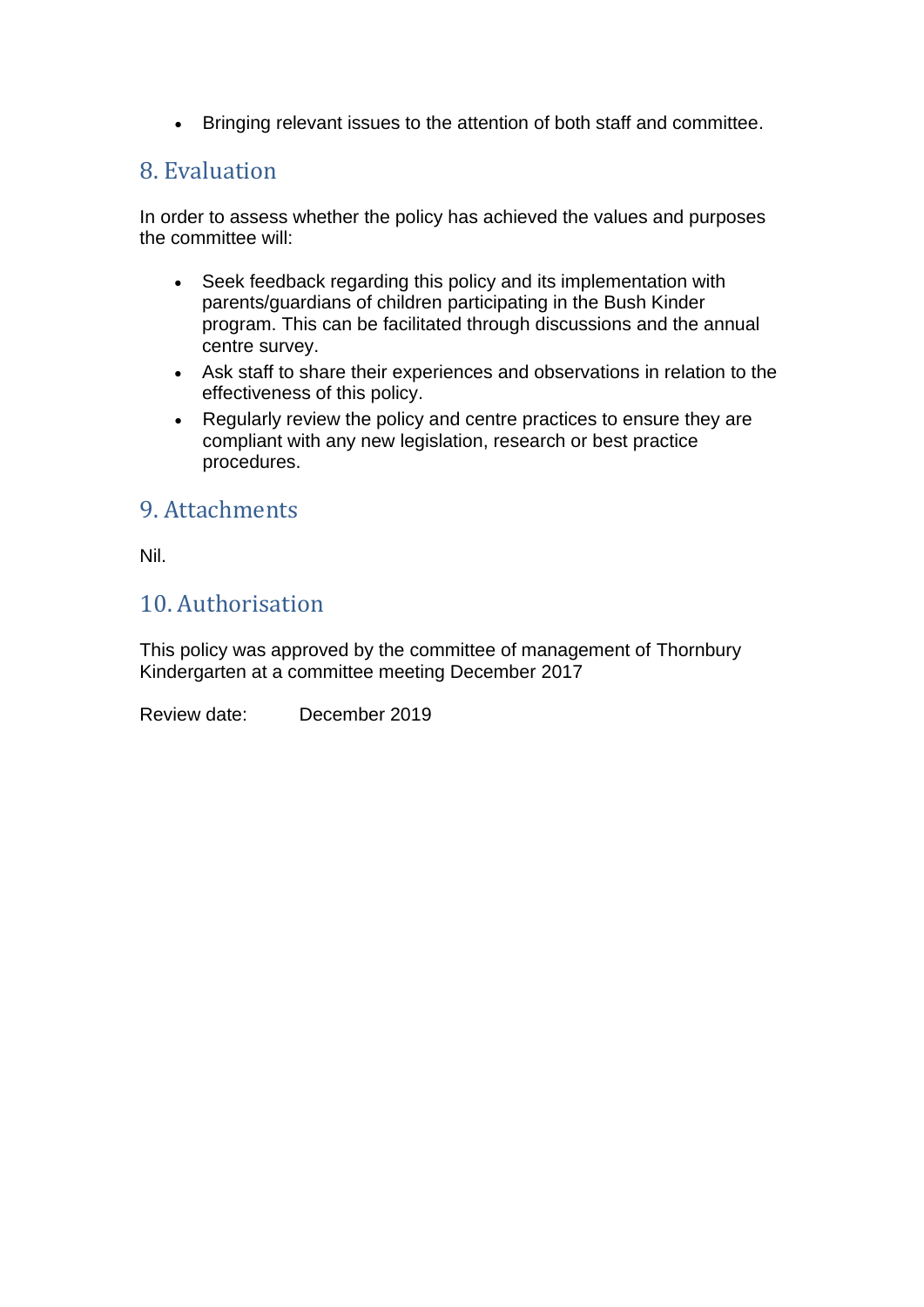- Bringing relevant issues to the attention of both staff and committee.

## 8. Evaluation

In order to assess whether the policy has achieved the values and purposes the committee will:

- Seek feedback regarding this policy and its implementation with parents/guardians of children participating in the Bush Kinder program. This can be facilitated through discussions and the annual centre survey.
- Ask staff to share their experiences and observations in relation to the effectiveness of this policy.
- Regularly review the policy and centre practices to ensure they are compliant with any new legislation, research or best practice procedures.

## 9. Attachments

Nil.

## 10. Authorisation

This policy was approved by the committee of management of Thornbury Kindergarten at a committee meeting December 2017

Review date: December 2019